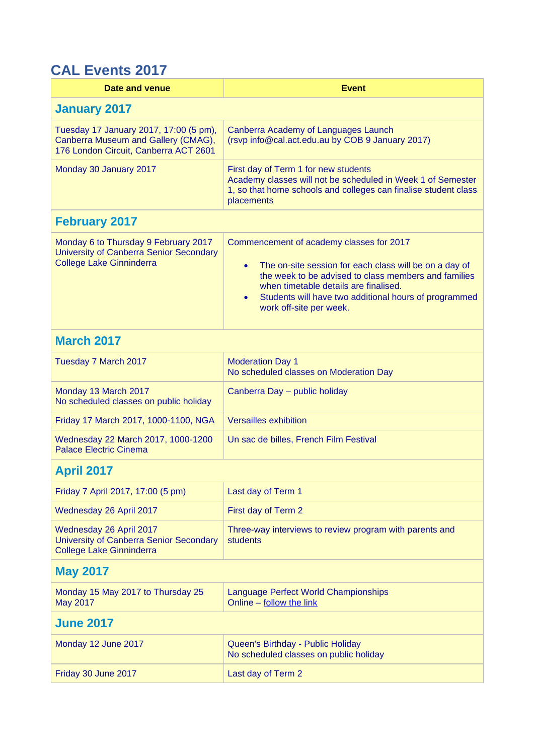# CAL Events 2017

| Date and venue | Event |
|---|---|
| **January 2017** | |
| Tuesday 17 January 2017, 17:00 (5 pm), Canberra Museum and Gallery (CMAG), 176 London Circuit, Canberra ACT 2601 | Canberra Academy of Languages Launch (rsvp info@cal.act.edu.au by COB 9 January 2017) |
| Monday 30 January 2017 | First day of Term 1 for new students<br>Academy classes will not be scheduled in Week 1 of Semester 1, so that home schools and colleges can finalise student class placements |
| **February 2017** | |
| Monday 6 to Thursday 9 February 2017 University of Canberra Senior Secondary College Lake Ginninderra | Commencement of academy classes for 2017<br>• The on-site session for each class will be on a day of the week to be advised to class members and families when timetable details are finalised.<br>• Students will have two additional hours of programmed work off-site per week. |
| **March 2017** | |
| Tuesday 7 March 2017 | Moderation Day 1<br>No scheduled classes on Moderation Day |
| Monday 13 March 2017<br>No scheduled classes on public holiday | Canberra Day – public holiday |
| Friday 17 March 2017, 1000-1100, NGA | Versailles exhibition |
| Wednesday 22 March 2017, 1000-1200 Palace Electric Cinema | Un sac de billes, French Film Festival |
| **April 2017** | |
| Friday 7 April 2017, 17:00 (5 pm) | Last day of Term 1 |
| Wednesday 26 April 2017 | First day of Term 2 |
| Wednesday 26 April 2017 University of Canberra Senior Secondary College Lake Ginninderra | Three-way interviews to review program with parents and students |
| **May 2017** | |
| Monday 15 May 2017 to Thursday 25 May 2017 | Language Perfect World Championships<br>Online – follow the link |
| **June 2017** | |
| Monday 12 June 2017 | Queen's Birthday - Public Holiday<br>No scheduled classes on public holiday |
| Friday 30 June 2017 | Last day of Term 2 |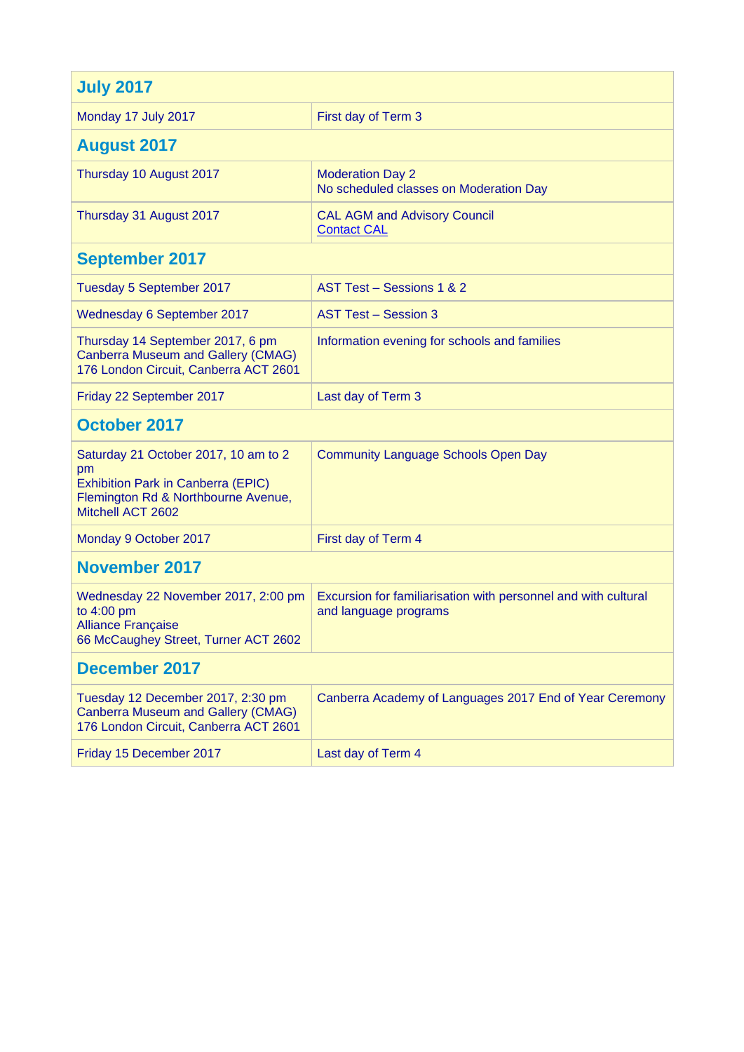| | |
|---|---|
| **July 2017** | |
| Monday 17 July 2017 | First day of Term 3 |
| **August 2017** | |
| Thursday 10 August 2017 | Moderation Day 2<br>No scheduled classes on Moderation Day |
| Thursday 31 August 2017 | CAL AGM and Advisory Council<br>Contact CAL |
| **September 2017** | |
| Tuesday 5 September 2017 | AST Test – Sessions 1 & 2 |
| Wednesday 6 September 2017 | AST Test – Session 3 |
| Thursday 14 September 2017, 6 pm<br>Canberra Museum and Gallery (CMAG)<br>176 London Circuit, Canberra ACT 2601 | Information evening for schools and families |
| Friday 22 September 2017 | Last day of Term 3 |
| **October 2017** | |
| Saturday 21 October 2017, 10 am to 2 pm<br>Exhibition Park in Canberra (EPIC)<br>Flemington Rd & Northbourne Avenue, Mitchell ACT 2602 | Community Language Schools Open Day |
| Monday 9 October 2017 | First day of Term 4 |
| **November 2017** | |
| Wednesday 22 November 2017, 2:00 pm to 4:00 pm<br>Alliance Française<br>66 McCaughey Street, Turner ACT 2602 | Excursion for familiarisation with personnel and with cultural and language programs |
| **December 2017** | |
| Tuesday 12 December 2017, 2:30 pm<br>Canberra Museum and Gallery (CMAG)<br>176 London Circuit, Canberra ACT 2601 | Canberra Academy of Languages 2017 End of Year Ceremony |
| Friday 15 December 2017 | Last day of Term 4 |